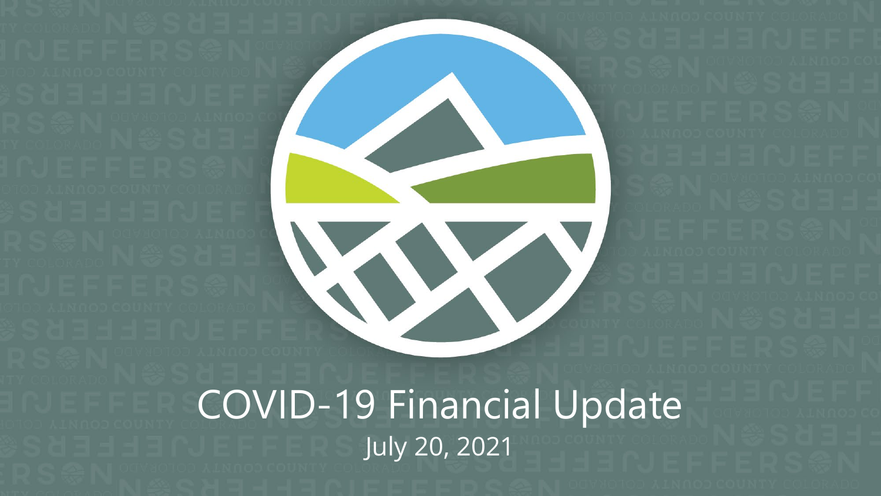# COVID-19 Financial Update

July 20, 2021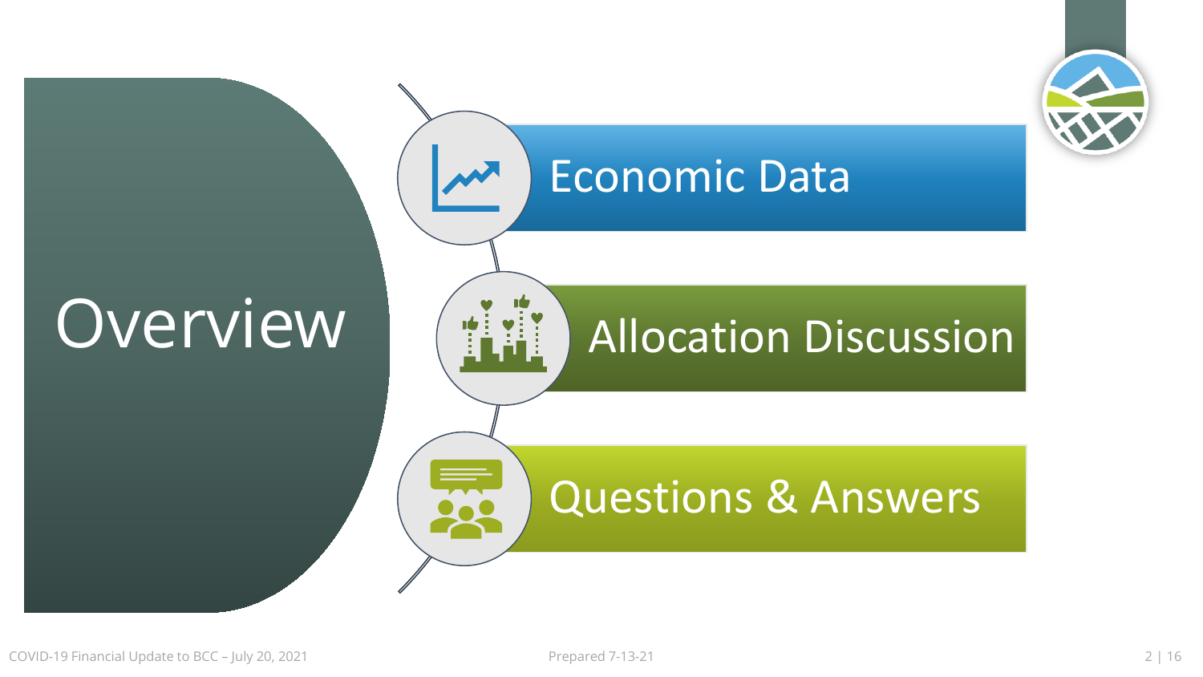# Overview

- Economic Data
- Allocation Discussion
- Questions & Answers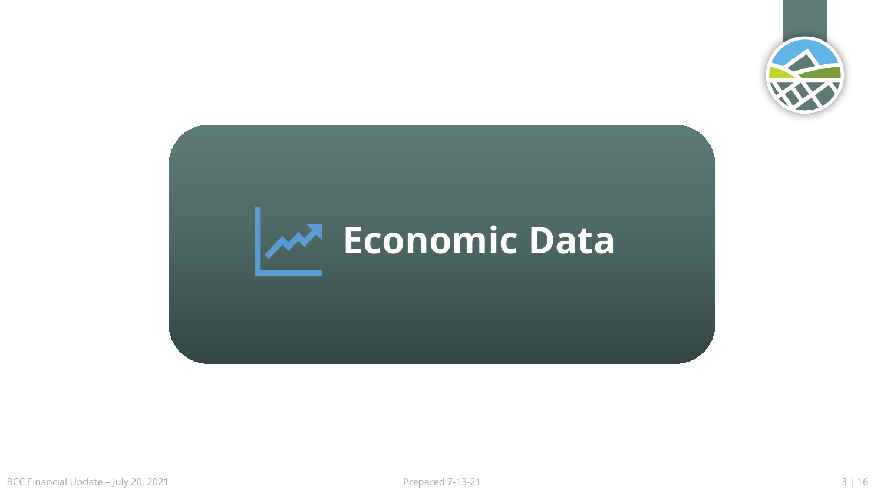# Economic Data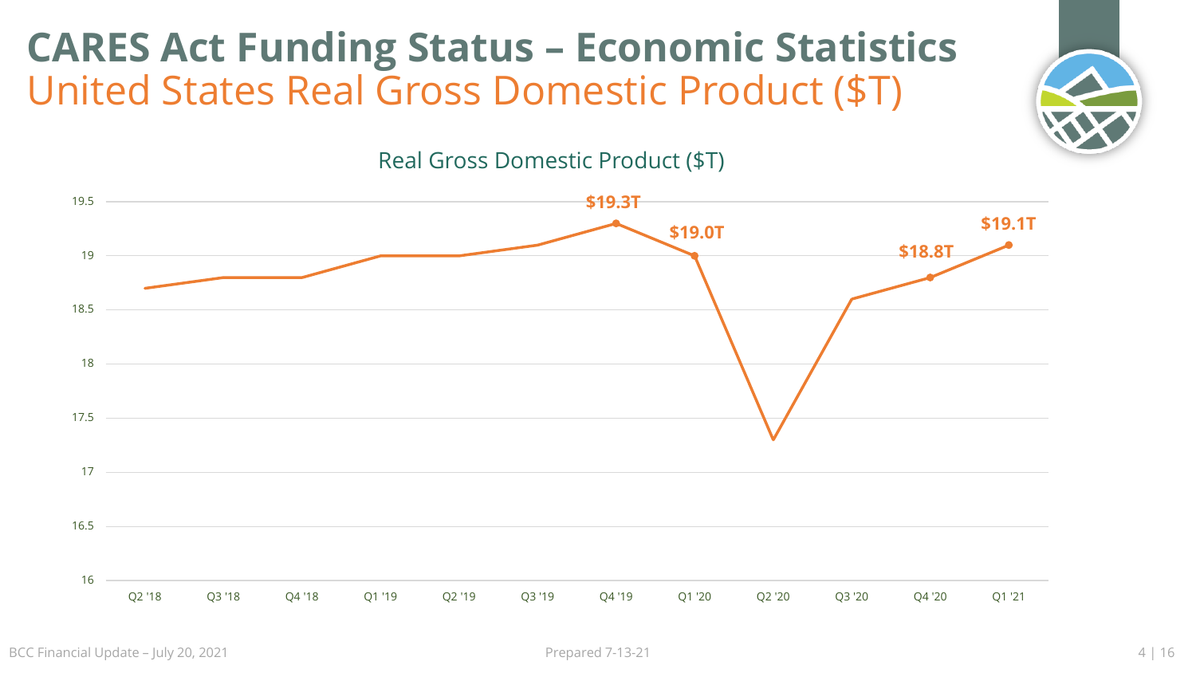# CARES Act Funding Status – Economic Statistics

## United States Real Gross Domestic Product ($T)

Real Gross Domestic Product ($T)

| Quarter | Real GDP ($T) |
| --- | --- |
| Q2 '18 | 18.7 |
| Q3 '18 | 18.8 |
| Q4 '18 | 18.8 |
| Q1 '19 | 19.0 |
| Q2 '19 | 19.0 |
| Q3 '19 | 19.1 |
| Q4 '19 | $19.3T |
| Q1 '20 | $19.0T |
| Q2 '20 | 17.3 |
| Q3 '20 | 18.6 |
| Q4 '20 | $18.8T |
| Q1 '21 | $19.1T |

BCC Financial Update – July 20, 2021

Prepared 7-13-21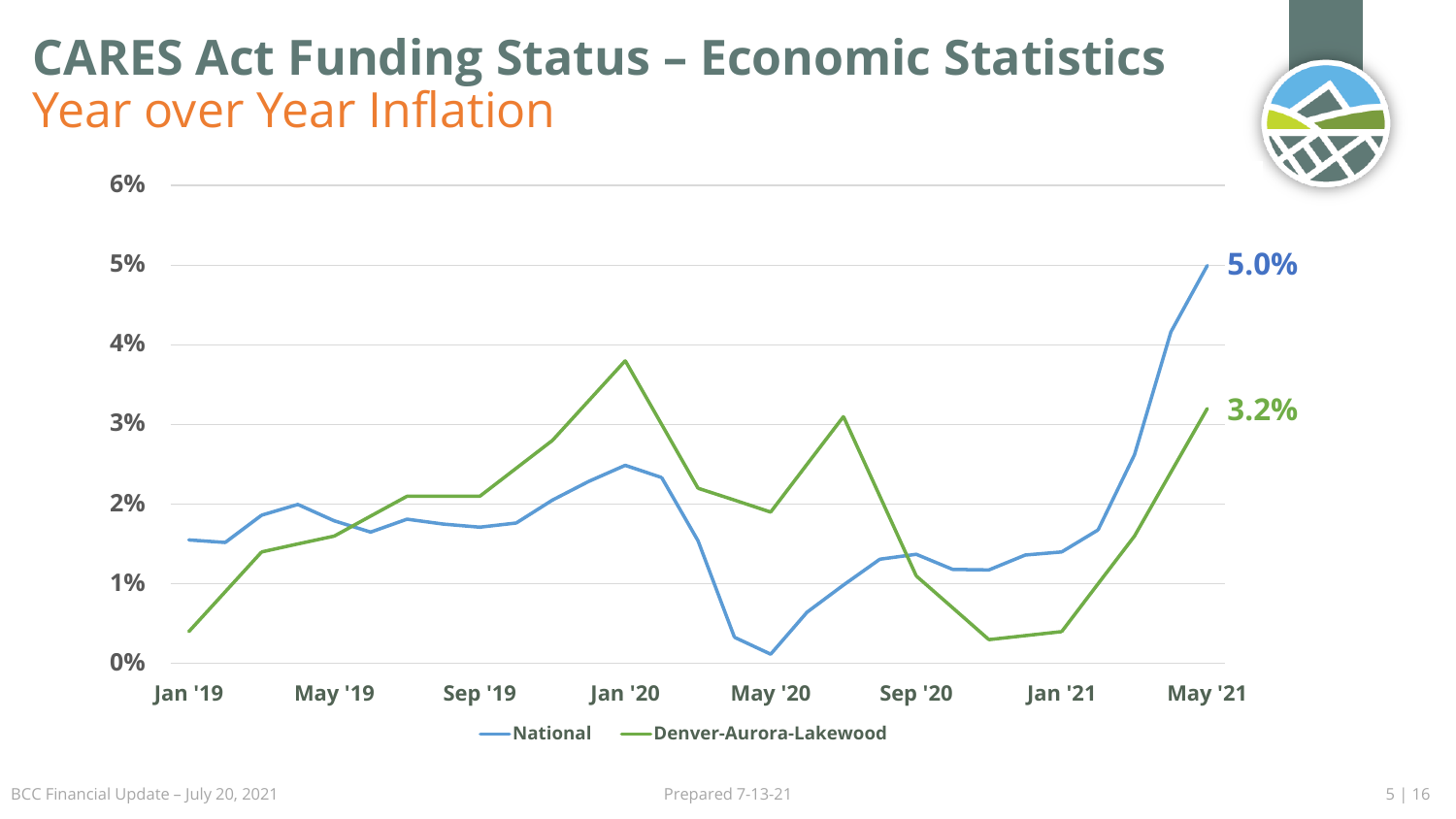# CARES Act Funding Status – Economic Statistics

## Year over Year Inflation

6%

5%

4%

3%

2%

1%

0%

Jan '19 May '19 Sep '19 Jan '20 May '20 Sep '20 Jan '21 May '21

5.0%

3.2%

National Denver-Aurora-Lakewood

BCC Financial Update – July 20, 2021

Prepared 7-13-21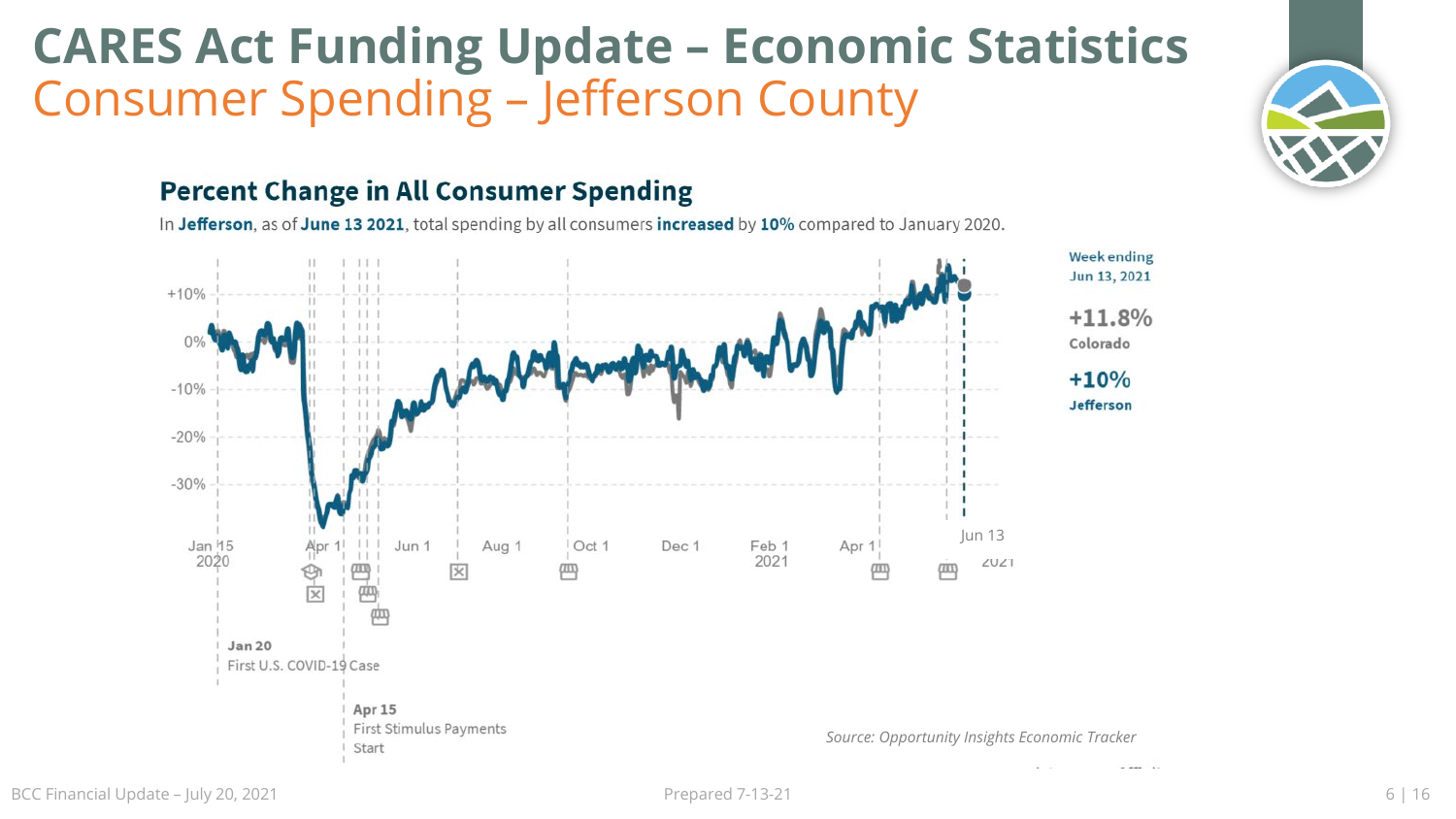# CARES Act Funding Update – Economic Statistics

## Consumer Spending – Jefferson County

### Percent Change in All Consumer Spending

In **Jefferson**, as of **June 13 2021**, total spending by all consumers **increased** by **10%** compared to January 2020.

Week ending Jun 13, 2021

**+11.8%** Colorado

**+10%** Jefferson

+10%
0%
-10%
-20%
-30%

Jan 15 2020 | Apr 1 | Jun 1 | Aug 1 | Oct 1 | Dec 1 | Feb 1 2021 | Apr 1 | Jun 13 2021

**Jan 20**
First U.S. COVID-19 Case

**Apr 15**
First Stimulus Payments Start

*Source: Opportunity Insights Economic Tracker*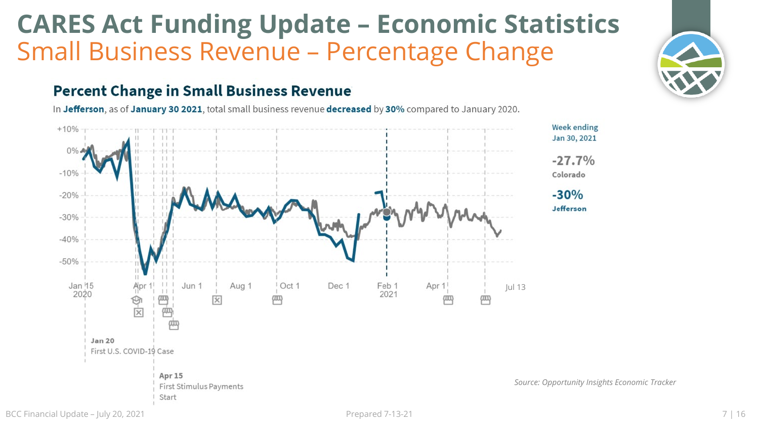# CARES Act Funding Update – Economic Statistics

## Small Business Revenue – Percentage Change

### Percent Change in Small Business Revenue

In **Jefferson**, as of **January 30 2021**, total small business revenue **decreased** by **30%** compared to January 2020.

Week ending Jan 30, 2021

**-27.7%**
Colorado

**-30%**
Jefferson

+10%
0%
-10%
-20%
-30%
-40%
-50%

Jan 15 2020 | Apr 1 | Jun 1 | Aug 1 | Oct 1 | Dec 1 | Feb 1 2021 | Apr 1 | Jul 13

**Jan 20**
First U.S. COVID-19 Case

**Apr 15**
First Stimulus Payments Start

*Source: Opportunity Insights Economic Tracker*

BCC Financial Update – July 20, 2021

Prepared 7-13-21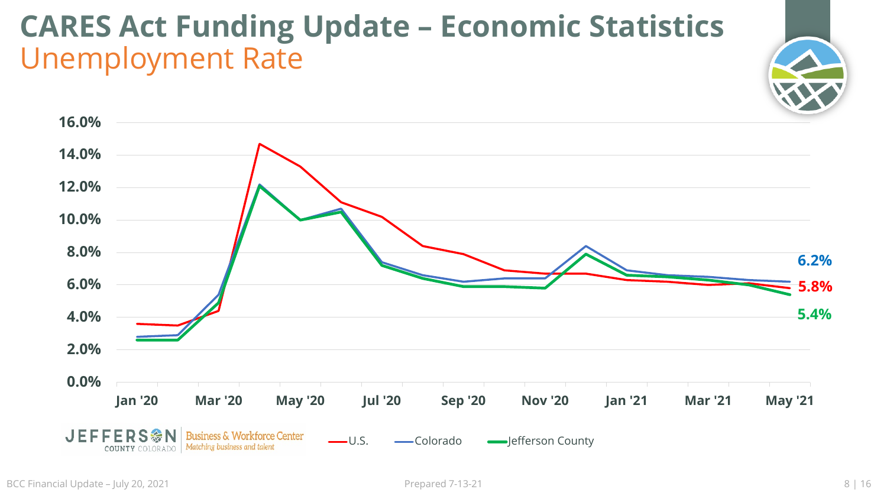# CARES Act Funding Update – Economic Statistics

## Unemployment Rate

6.2%
5.8%
5.4%

U.S. | Colorado | Jefferson County

JEFFERSON COUNTY COLORADO | Business & Workforce Center — Matching business and talent

BCC Financial Update – July 20, 2021

Prepared 7-13-21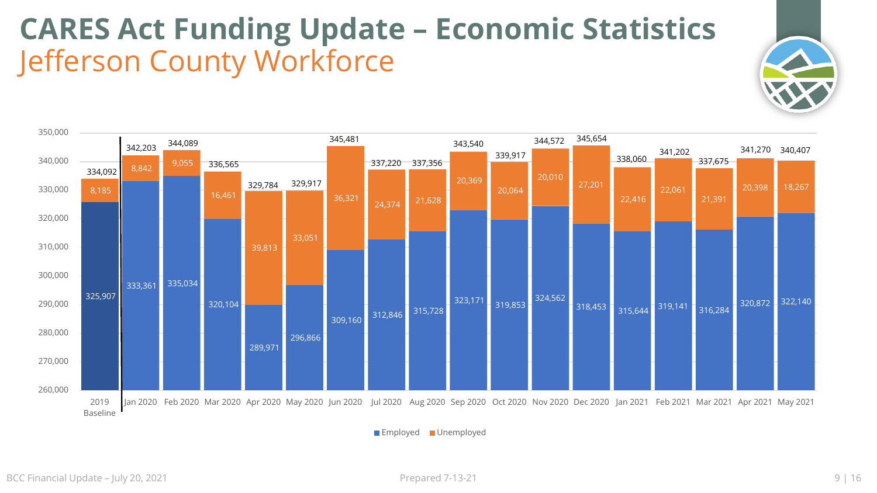# CARES Act Funding Update – Economic Statistics

## Jefferson County Workforce

| Period | Employed | Unemployed | Total |
|---|---|---|---|
| 2019 Baseline | 325,907 | 8,185 | 334,092 |
| Jan 2020 | 333,361 | 8,842 | 342,203 |
| Feb 2020 | 335,034 | 9,055 | 344,089 |
| Mar 2020 | 320,104 | 16,461 | 336,565 |
| Apr 2020 | 289,971 | 39,813 | 329,784 |
| May 2020 | 296,866 | 33,051 | 329,917 |
| Jun 2020 | 309,160 | 36,321 | 345,481 |
| Jul 2020 | 312,846 | 24,374 | 337,220 |
| Aug 2020 | 315,728 | 21,628 | 337,356 |
| Sep 2020 | 323,171 | 20,369 | 343,540 |
| Oct 2020 | 319,853 | 20,064 | 339,917 |
| Nov 2020 | 324,562 | 20,010 | 344,572 |
| Dec 2020 | 318,453 | 27,201 | 345,654 |
| Jan 2021 | 315,644 | 22,416 | 338,060 |
| Feb 2021 | 319,141 | 22,061 | 341,202 |
| Mar 2021 | 316,284 | 21,391 | 337,675 |
| Apr 2021 | 320,872 | 20,398 | 341,270 |
| May 2021 | 322,140 | 18,267 | 340,407 |

Prepared 7-13-21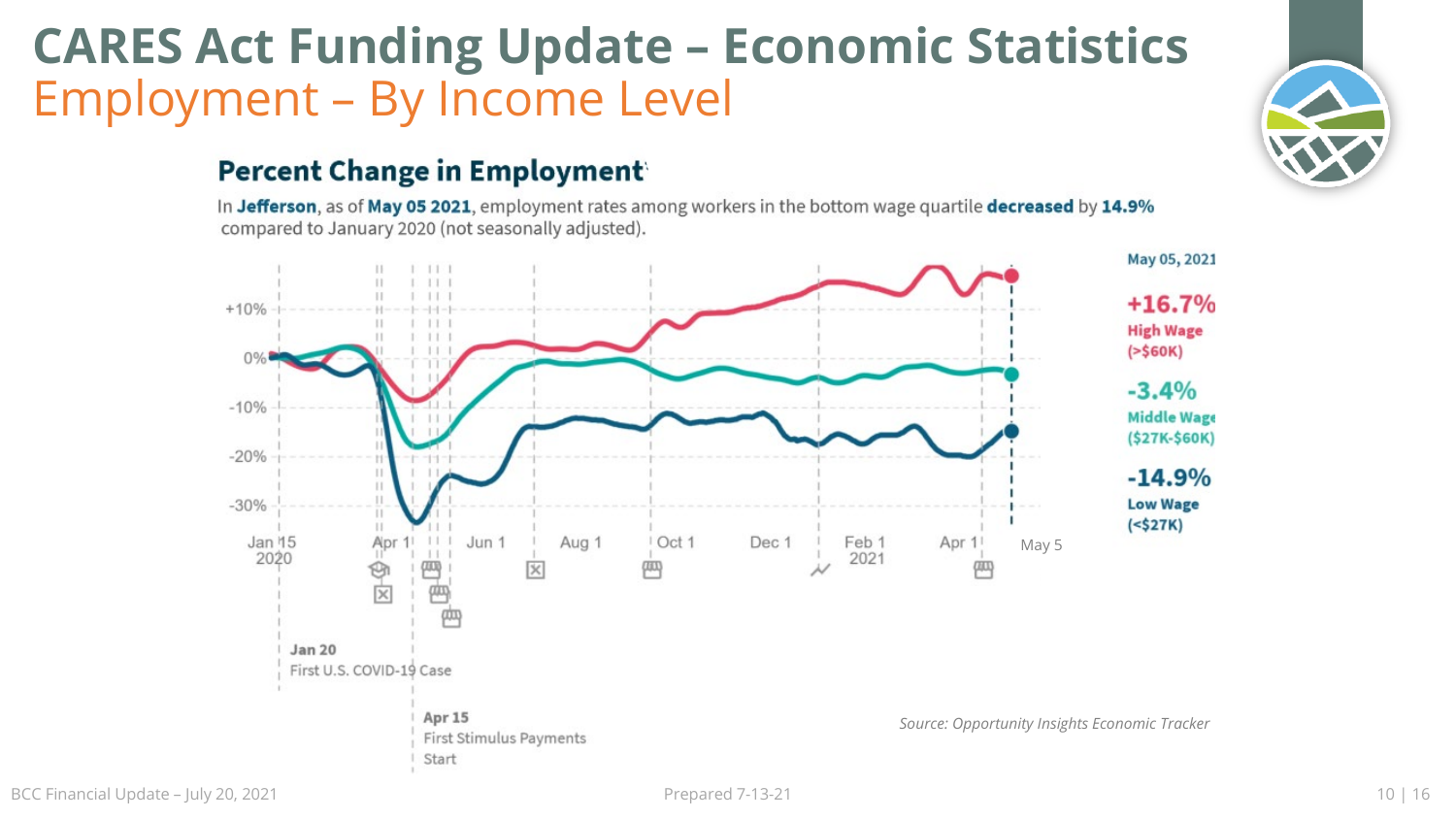# CARES Act Funding Update – Economic Statistics

## Employment – By Income Level

### Percent Change in Employment

In **Jefferson**, as of **May 05 2021**, employment rates among workers in the bottom wage quartile **decreased** by **14.9%** compared to January 2020 (not seasonally adjusted).

May 05, 2021

**+16.7%**
**High Wage (>$60K)**

**-3.4%**
**Middle Wage ($27K-$60K)**

**-14.9%**
**Low Wage (<$27K)**

**Jan 20**
First U.S. COVID-19 Case

**Apr 15**
First Stimulus Payments Start

*Source: Opportunity Insights Economic Tracker*

BCC Financial Update – July 20, 2021

Prepared 7-13-21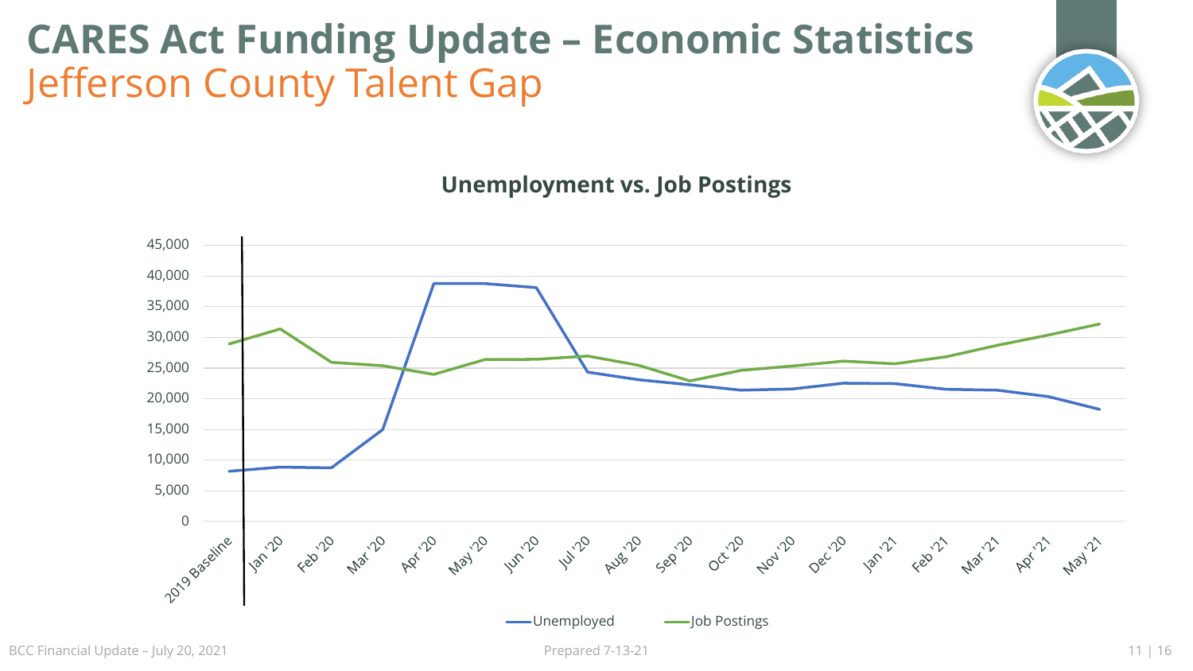# CARES Act Funding Update – Economic Statistics

## Jefferson County Talent Gap

### Unemployment vs. Job Postings

45,000
40,000
35,000
30,000
25,000
20,000
15,000
10,000
5,000
0

2019 Baseline, Jan '20, Feb '20, Mar '20, Apr '20, May '20, Jun '20, Jul '20, Aug '20, Sep '20, Oct '20, Nov '20, Dec '20, Jan '21, Feb '21, Mar '21, Apr '21, May '21

Unemployed — Job Postings

BCC Financial Update – July 20, 2021

Prepared 7-13-21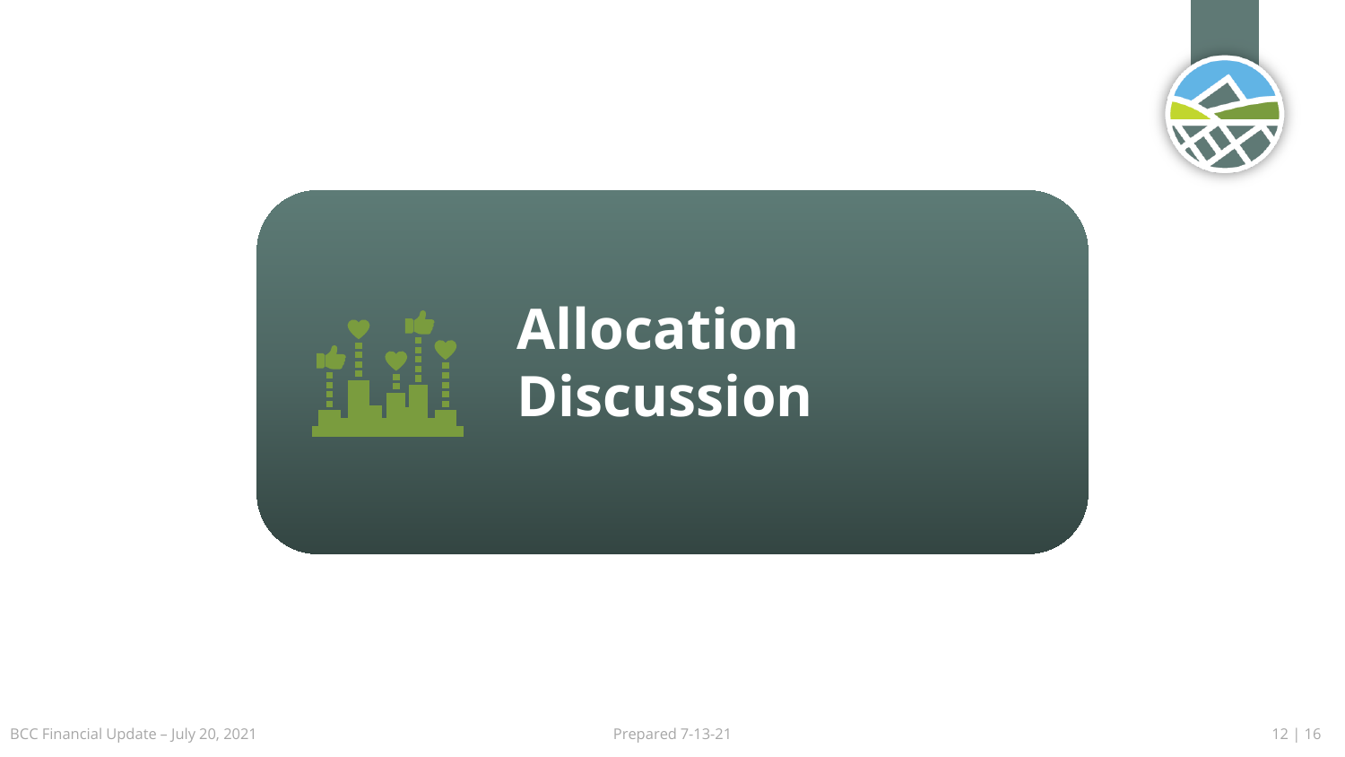# Allocation Discussion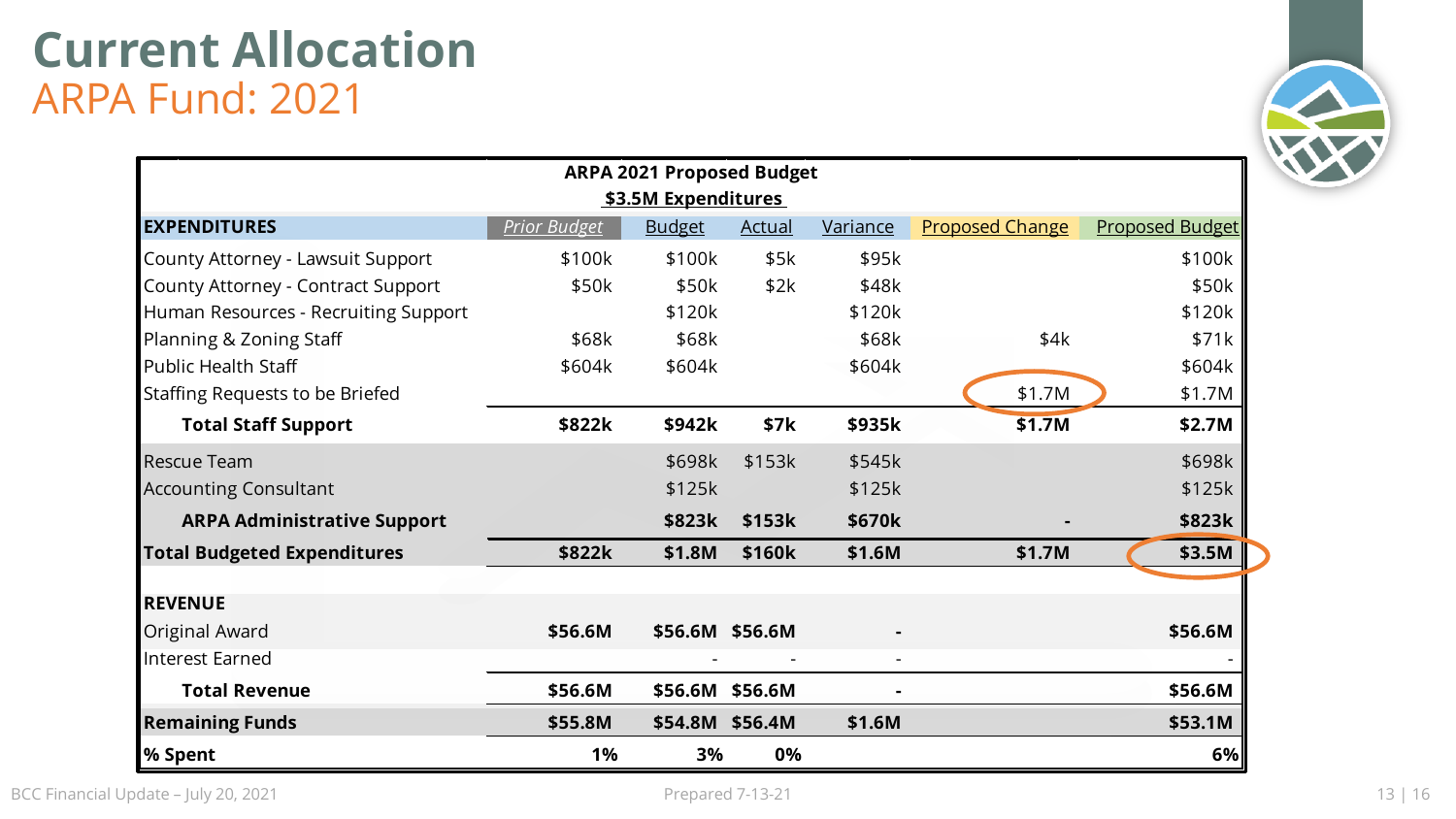# Current Allocation
## ARPA Fund: 2021

| ARPA 2021 Proposed Budget<br>$3.5M Expenditures | | | | | | |
|---|---|---|---|---|---|---|
| **EXPENDITURES** | *Prior Budget* | Budget | Actual | Variance | Proposed Change | Proposed Budget |
| County Attorney - Lawsuit Support | $100k | $100k | $5k | $95k | | $100k |
| County Attorney - Contract Support | $50k | $50k | $2k | $48k | | $50k |
| Human Resources - Recruiting Support | | $120k | | $120k | | $120k |
| Planning & Zoning Staff | $68k | $68k | | $68k | $4k | $71k |
| Public Health Staff | $604k | $604k | | $604k | | $604k |
| Staffing Requests to be Briefed | | | | | $1.7M | $1.7M |
| **Total Staff Support** | **$822k** | **$942k** | **$7k** | **$935k** | **$1.7M** | **$2.7M** |
| Rescue Team | | $698k | $153k | $545k | | $698k |
| Accounting Consultant | | $125k | | $125k | | $125k |
| **ARPA Administrative Support** | | **$823k** | **$153k** | **$670k** | **-** | **$823k** |
| **Total Budgeted Expenditures** | **$822k** | **$1.8M** | **$160k** | **$1.6M** | **$1.7M** | **$3.5M** |
| **REVENUE** | | | | | | |
| Original Award | **$56.6M** | **$56.6M** | **$56.6M** | **-** | | **$56.6M** |
| Interest Earned | | - | - | - | | - |
| **Total Revenue** | **$56.6M** | **$56.6M** | **$56.6M** | **-** | | **$56.6M** |
| **Remaining Funds** | **$55.8M** | **$54.8M** | **$56.4M** | **$1.6M** | | **$53.1M** |
| **% Spent** | **1%** | **3%** | **0%** | | | **6%** |

BCC Financial Update – July 20, 2021

Prepared 7-13-21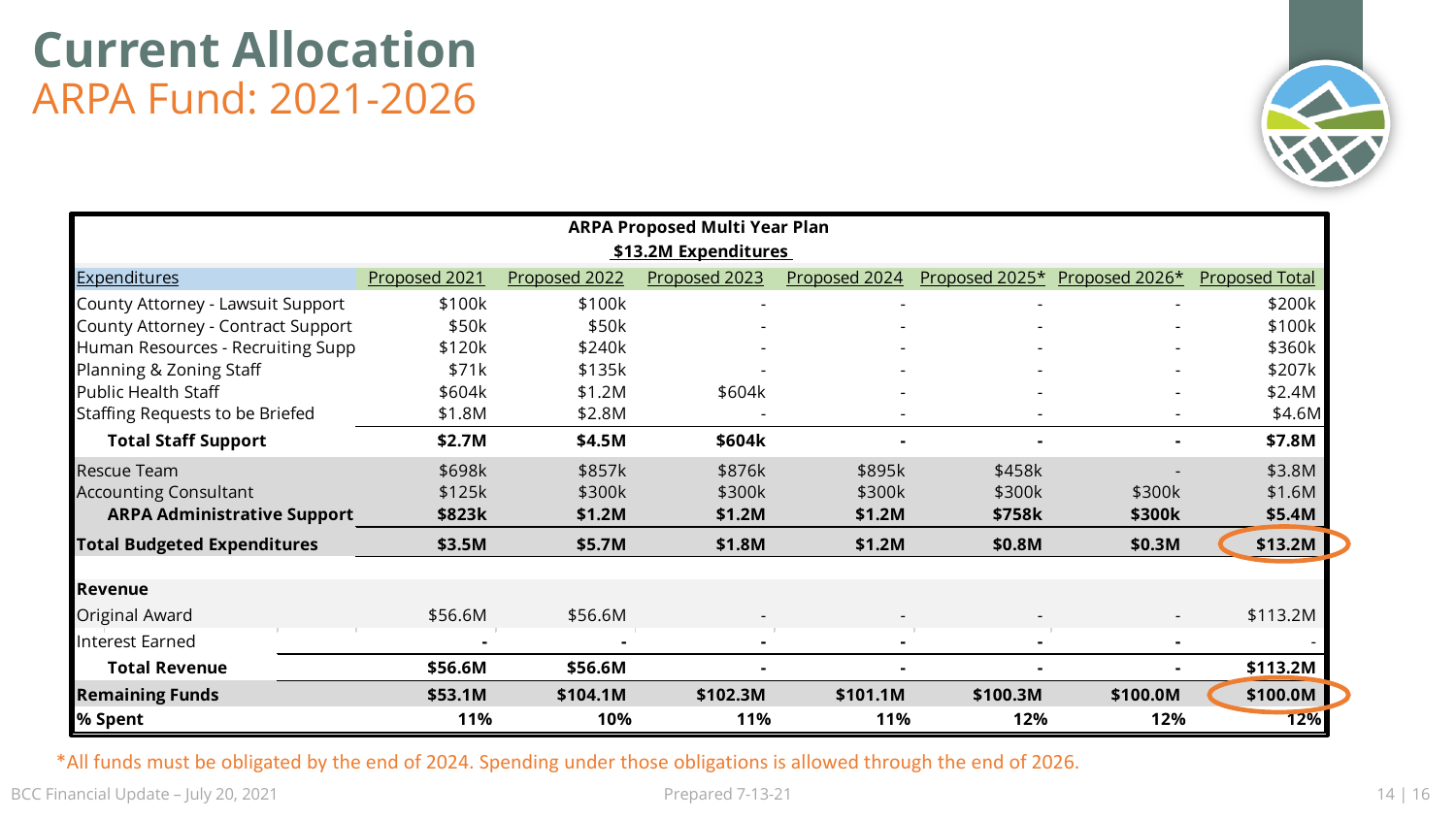# Current Allocation
## ARPA Fund: 2021-2026

| ARPA Proposed Multi Year Plan $13.2M Expenditures | | | | | | | |
|---|---|---|---|---|---|---|---|
| Expenditures | Proposed 2021 | Proposed 2022 | Proposed 2023 | Proposed 2024 | Proposed 2025* | Proposed 2026* | Proposed Total |
| County Attorney - Lawsuit Support | $100k | $100k | - | - | - | - | $200k |
| County Attorney - Contract Support | $50k | $50k | - | - | - | - | $100k |
| Human Resources - Recruiting Supp | $120k | $240k | - | - | - | - | $360k |
| Planning & Zoning Staff | $71k | $135k | - | - | - | - | $207k |
| Public Health Staff | $604k | $1.2M | $604k | - | - | - | $2.4M |
| Staffing Requests to be Briefed | $1.8M | $2.8M | - | - | - | - | $4.6M |
| **Total Staff Support** | **$2.7M** | **$4.5M** | **$604k** | **-** | **-** | **-** | **$7.8M** |
| Rescue Team | $698k | $857k | $876k | $895k | $458k | - | $3.8M |
| Accounting Consultant | $125k | $300k | $300k | $300k | $300k | $300k | $1.6M |
| **ARPA Administrative Support** | **$823k** | **$1.2M** | **$1.2M** | **$1.2M** | **$758k** | **$300k** | **$5.4M** |
| **Total Budgeted Expenditures** | **$3.5M** | **$5.7M** | **$1.8M** | **$1.2M** | **$0.8M** | **$0.3M** | **$13.2M** |
| **Revenue** | | | | | | | |
| Original Award | $56.6M | $56.6M | - | - | - | - | $113.2M |
| Interest Earned | - | - | - | - | - | - | - |
| **Total Revenue** | **$56.6M** | **$56.6M** | **-** | **-** | **-** | **-** | **$113.2M** |
| **Remaining Funds** | **$53.1M** | **$104.1M** | **$102.3M** | **$101.1M** | **$100.3M** | **$100.0M** | **$100.0M** |
| **% Spent** | **11%** | **10%** | **11%** | **11%** | **12%** | **12%** | **12%** |

*All funds must be obligated by the end of 2024. Spending under those obligations is allowed through the end of 2026.

BCC Financial Update – July 20, 2021

Prepared 7-13-21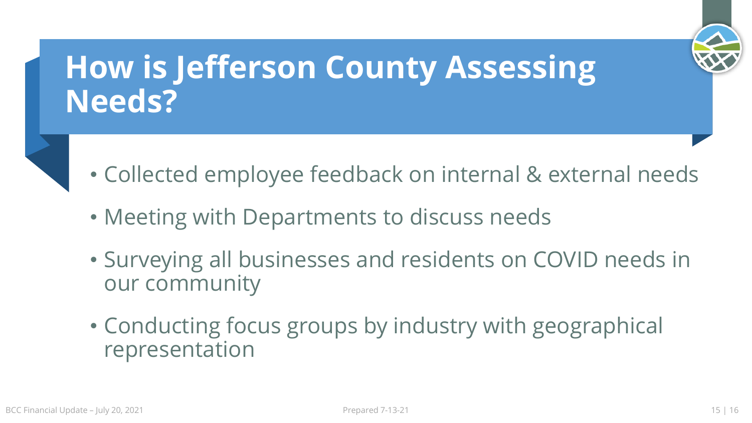# How is Jefferson County Assessing Needs?

- Collected employee feedback on internal & external needs
- Meeting with Departments to discuss needs
- Surveying all businesses and residents on COVID needs in our community
- Conducting focus groups by industry with geographical representation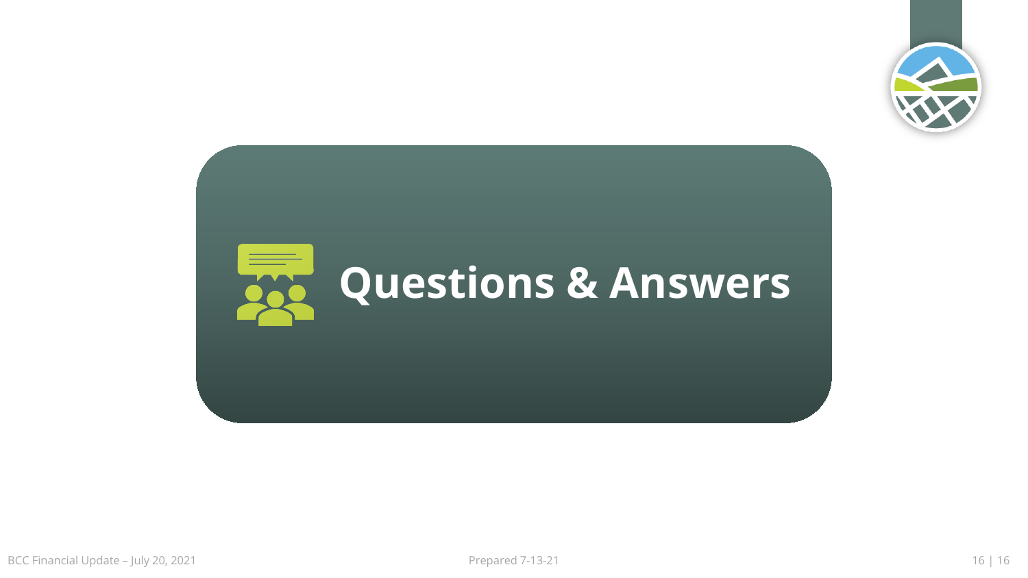# Questions & Answers